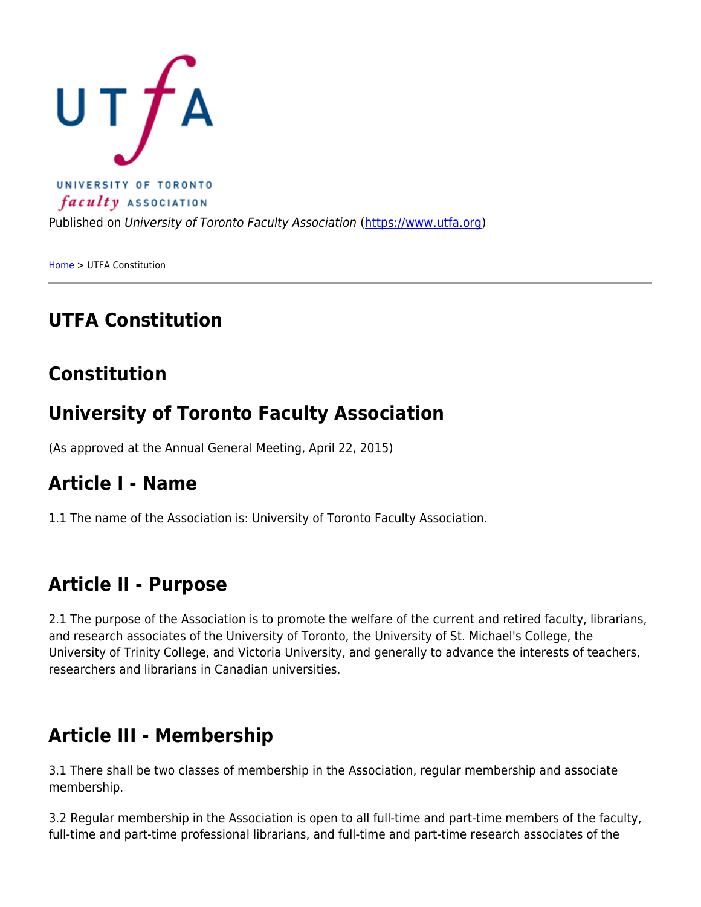Published on *University of Toronto Faculty Association* (https://www.utfa.org)

Home > UTFA Constitution

# UTFA Constitution

## Constitution

## University of Toronto Faculty Association

(As approved at the Annual General Meeting, April 22, 2015)

## Article I - Name

1.1 The name of the Association is: University of Toronto Faculty Association.

## Article II - Purpose

2.1 The purpose of the Association is to promote the welfare of the current and retired faculty, librarians, and research associates of the University of Toronto, the University of St. Michael's College, the University of Trinity College, and Victoria University, and generally to advance the interests of teachers, researchers and librarians in Canadian universities.

## Article III - Membership

3.1 There shall be two classes of membership in the Association, regular membership and associate membership.

3.2 Regular membership in the Association is open to all full-time and part-time members of the faculty, full-time and part-time professional librarians, and full-time and part-time research associates of the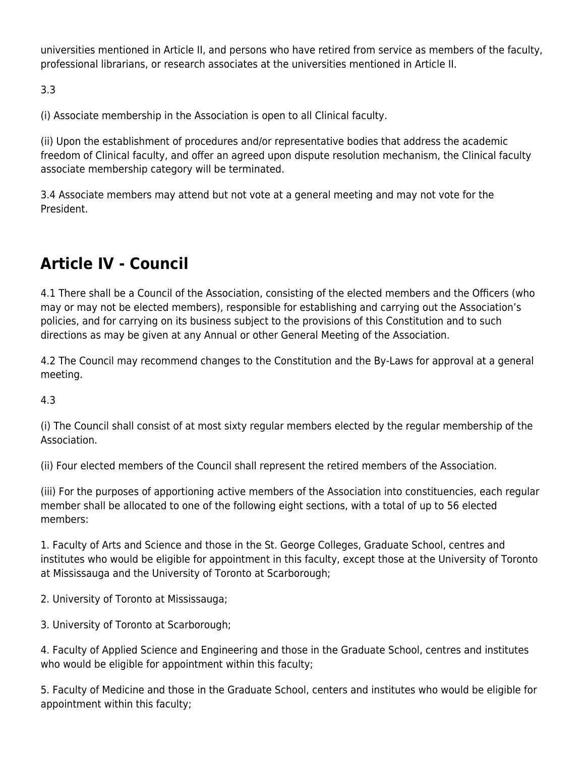universities mentioned in Article II, and persons who have retired from service as members of the faculty, professional librarians, or research associates at the universities mentioned in Article II.

3.3

(i) Associate membership in the Association is open to all Clinical faculty.

(ii) Upon the establishment of procedures and/or representative bodies that address the academic freedom of Clinical faculty, and offer an agreed upon dispute resolution mechanism, the Clinical faculty associate membership category will be terminated.

3.4 Associate members may attend but not vote at a general meeting and may not vote for the President.

## Article IV - Council

4.1 There shall be a Council of the Association, consisting of the elected members and the Officers (who may or may not be elected members), responsible for establishing and carrying out the Association's policies, and for carrying on its business subject to the provisions of this Constitution and to such directions as may be given at any Annual or other General Meeting of the Association.

4.2 The Council may recommend changes to the Constitution and the By-Laws for approval at a general meeting.

4.3

(i) The Council shall consist of at most sixty regular members elected by the regular membership of the Association.

(ii) Four elected members of the Council shall represent the retired members of the Association.

(iii) For the purposes of apportioning active members of the Association into constituencies, each regular member shall be allocated to one of the following eight sections, with a total of up to 56 elected members:

1. Faculty of Arts and Science and those in the St. George Colleges, Graduate School, centres and institutes who would be eligible for appointment in this faculty, except those at the University of Toronto at Mississauga and the University of Toronto at Scarborough;

2. University of Toronto at Mississauga;

3. University of Toronto at Scarborough;

4. Faculty of Applied Science and Engineering and those in the Graduate School, centres and institutes who would be eligible for appointment within this faculty;

5. Faculty of Medicine and those in the Graduate School, centers and institutes who would be eligible for appointment within this faculty;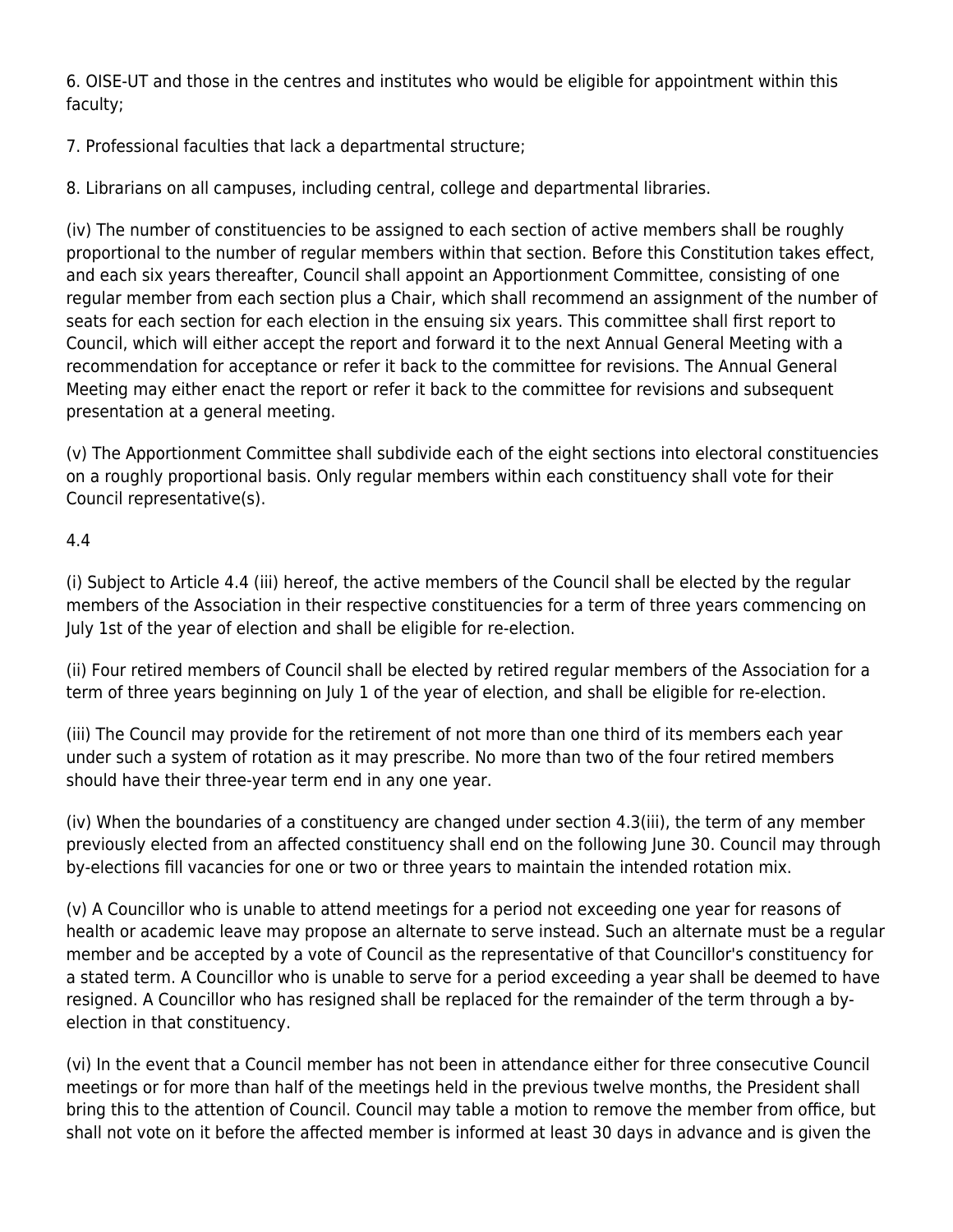6. OISE-UT and those in the centres and institutes who would be eligible for appointment within this faculty;

7. Professional faculties that lack a departmental structure;

8. Librarians on all campuses, including central, college and departmental libraries.

(iv) The number of constituencies to be assigned to each section of active members shall be roughly proportional to the number of regular members within that section. Before this Constitution takes effect, and each six years thereafter, Council shall appoint an Apportionment Committee, consisting of one regular member from each section plus a Chair, which shall recommend an assignment of the number of seats for each section for each election in the ensuing six years. This committee shall first report to Council, which will either accept the report and forward it to the next Annual General Meeting with a recommendation for acceptance or refer it back to the committee for revisions. The Annual General Meeting may either enact the report or refer it back to the committee for revisions and subsequent presentation at a general meeting.

(v) The Apportionment Committee shall subdivide each of the eight sections into electoral constituencies on a roughly proportional basis. Only regular members within each constituency shall vote for their Council representative(s).

4.4

(i) Subject to Article 4.4 (iii) hereof, the active members of the Council shall be elected by the regular members of the Association in their respective constituencies for a term of three years commencing on July 1st of the year of election and shall be eligible for re-election.

(ii) Four retired members of Council shall be elected by retired regular members of the Association for a term of three years beginning on July 1 of the year of election, and shall be eligible for re-election.

(iii) The Council may provide for the retirement of not more than one third of its members each year under such a system of rotation as it may prescribe. No more than two of the four retired members should have their three-year term end in any one year.

(iv) When the boundaries of a constituency are changed under section 4.3(iii), the term of any member previously elected from an affected constituency shall end on the following June 30. Council may through by-elections fill vacancies for one or two or three years to maintain the intended rotation mix.

(v) A Councillor who is unable to attend meetings for a period not exceeding one year for reasons of health or academic leave may propose an alternate to serve instead. Such an alternate must be a regular member and be accepted by a vote of Council as the representative of that Councillor's constituency for a stated term. A Councillor who is unable to serve for a period exceeding a year shall be deemed to have resigned. A Councillor who has resigned shall be replaced for the remainder of the term through a by-election in that constituency.

(vi) In the event that a Council member has not been in attendance either for three consecutive Council meetings or for more than half of the meetings held in the previous twelve months, the President shall bring this to the attention of Council. Council may table a motion to remove the member from office, but shall not vote on it before the affected member is informed at least 30 days in advance and is given the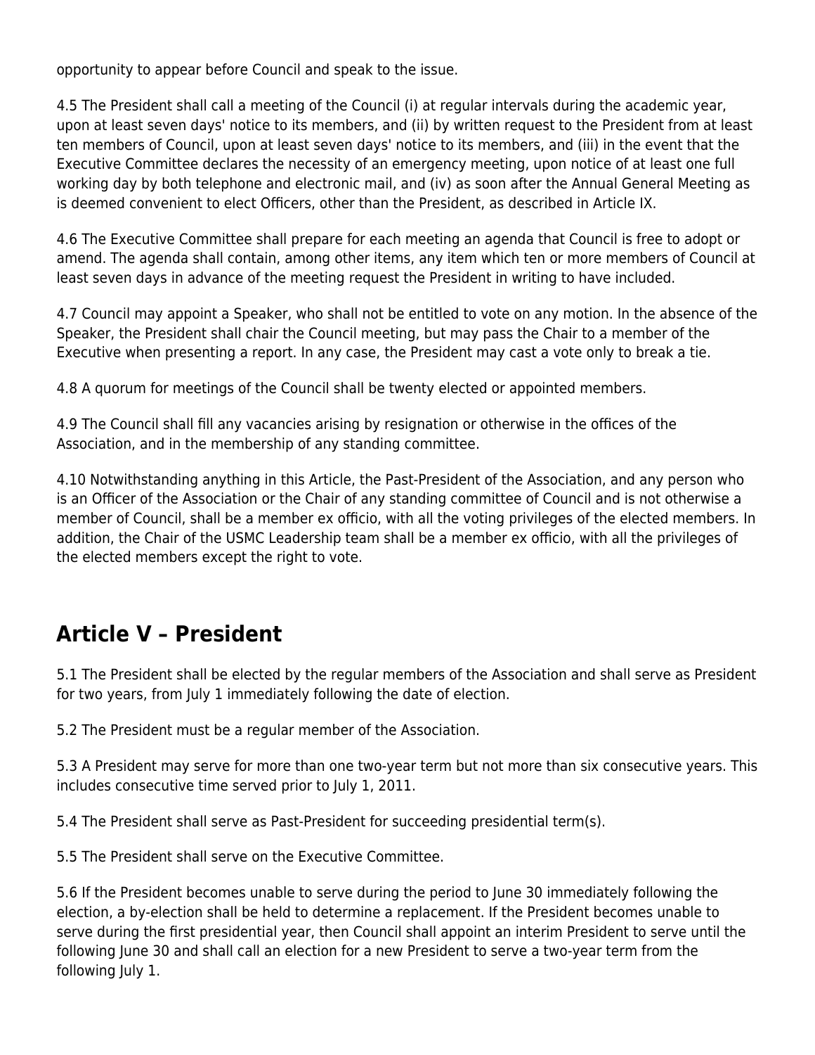opportunity to appear before Council and speak to the issue.

4.5 The President shall call a meeting of the Council (i) at regular intervals during the academic year, upon at least seven days' notice to its members, and (ii) by written request to the President from at least ten members of Council, upon at least seven days' notice to its members, and (iii) in the event that the Executive Committee declares the necessity of an emergency meeting, upon notice of at least one full working day by both telephone and electronic mail, and (iv) as soon after the Annual General Meeting as is deemed convenient to elect Officers, other than the President, as described in Article IX.

4.6 The Executive Committee shall prepare for each meeting an agenda that Council is free to adopt or amend. The agenda shall contain, among other items, any item which ten or more members of Council at least seven days in advance of the meeting request the President in writing to have included.

4.7 Council may appoint a Speaker, who shall not be entitled to vote on any motion. In the absence of the Speaker, the President shall chair the Council meeting, but may pass the Chair to a member of the Executive when presenting a report. In any case, the President may cast a vote only to break a tie.

4.8 A quorum for meetings of the Council shall be twenty elected or appointed members.

4.9 The Council shall fill any vacancies arising by resignation or otherwise in the offices of the Association, and in the membership of any standing committee.

4.10 Notwithstanding anything in this Article, the Past-President of the Association, and any person who is an Officer of the Association or the Chair of any standing committee of Council and is not otherwise a member of Council, shall be a member ex officio, with all the voting privileges of the elected members. In addition, the Chair of the USMC Leadership team shall be a member ex officio, with all the privileges of the elected members except the right to vote.

## Article V – President

5.1 The President shall be elected by the regular members of the Association and shall serve as President for two years, from July 1 immediately following the date of election.

5.2 The President must be a regular member of the Association.

5.3 A President may serve for more than one two-year term but not more than six consecutive years. This includes consecutive time served prior to July 1, 2011.

5.4 The President shall serve as Past-President for succeeding presidential term(s).

5.5 The President shall serve on the Executive Committee.

5.6 If the President becomes unable to serve during the period to June 30 immediately following the election, a by-election shall be held to determine a replacement. If the President becomes unable to serve during the first presidential year, then Council shall appoint an interim President to serve until the following June 30 and shall call an election for a new President to serve a two-year term from the following July 1.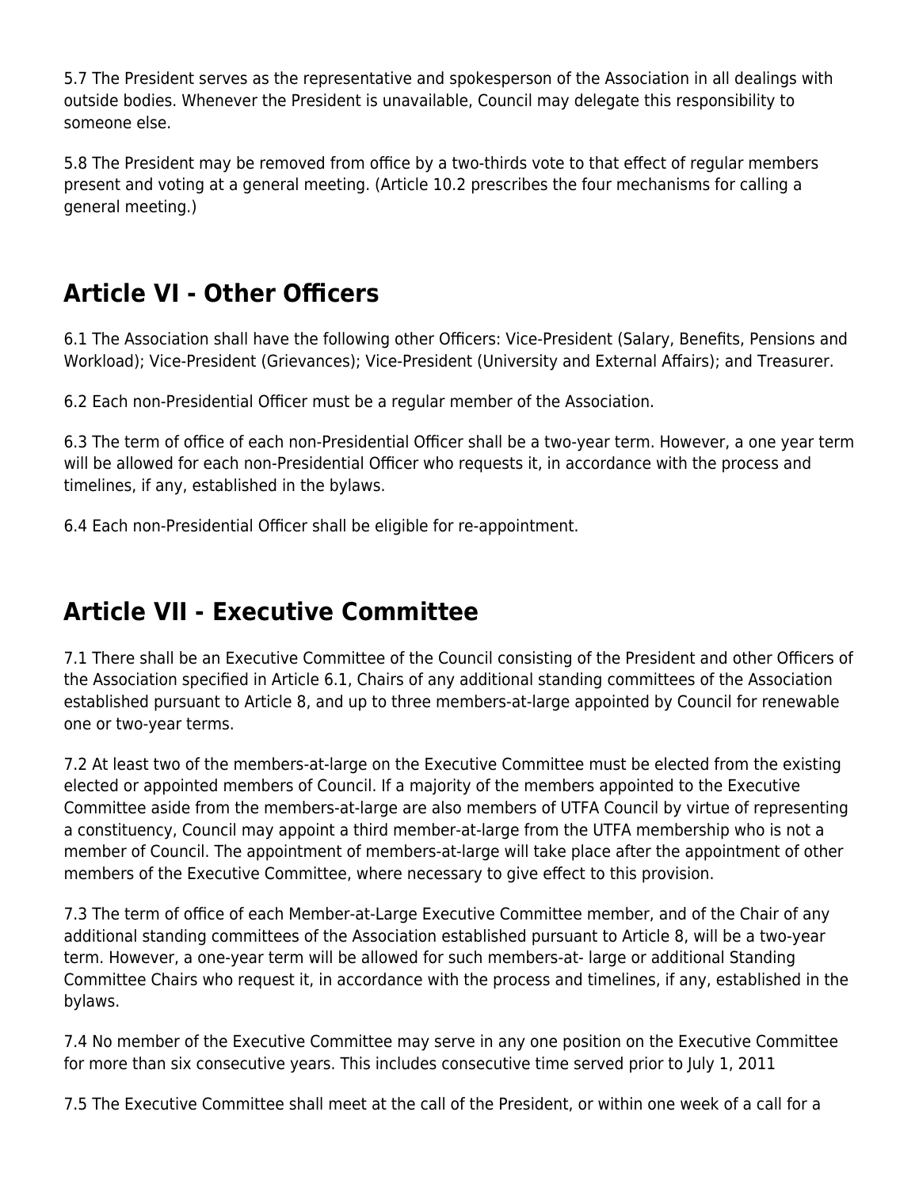5.7 The President serves as the representative and spokesperson of the Association in all dealings with outside bodies. Whenever the President is unavailable, Council may delegate this responsibility to someone else.

5.8 The President may be removed from office by a two-thirds vote to that effect of regular members present and voting at a general meeting. (Article 10.2 prescribes the four mechanisms for calling a general meeting.)

## Article VI - Other Officers

6.1 The Association shall have the following other Officers: Vice-President (Salary, Benefits, Pensions and Workload); Vice-President (Grievances); Vice-President (University and External Affairs); and Treasurer.

6.2 Each non-Presidential Officer must be a regular member of the Association.

6.3 The term of office of each non-Presidential Officer shall be a two-year term. However, a one year term will be allowed for each non-Presidential Officer who requests it, in accordance with the process and timelines, if any, established in the bylaws.

6.4 Each non-Presidential Officer shall be eligible for re-appointment.

## Article VII - Executive Committee

7.1 There shall be an Executive Committee of the Council consisting of the President and other Officers of the Association specified in Article 6.1, Chairs of any additional standing committees of the Association established pursuant to Article 8, and up to three members-at-large appointed by Council for renewable one or two-year terms.

7.2 At least two of the members-at-large on the Executive Committee must be elected from the existing elected or appointed members of Council. If a majority of the members appointed to the Executive Committee aside from the members-at-large are also members of UTFA Council by virtue of representing a constituency, Council may appoint a third member-at-large from the UTFA membership who is not a member of Council. The appointment of members-at-large will take place after the appointment of other members of the Executive Committee, where necessary to give effect to this provision.

7.3 The term of office of each Member-at-Large Executive Committee member, and of the Chair of any additional standing committees of the Association established pursuant to Article 8, will be a two-year term. However, a one-year term will be allowed for such members-at- large or additional Standing Committee Chairs who request it, in accordance with the process and timelines, if any, established in the bylaws.

7.4 No member of the Executive Committee may serve in any one position on the Executive Committee for more than six consecutive years. This includes consecutive time served prior to July 1, 2011

7.5 The Executive Committee shall meet at the call of the President, or within one week of a call for a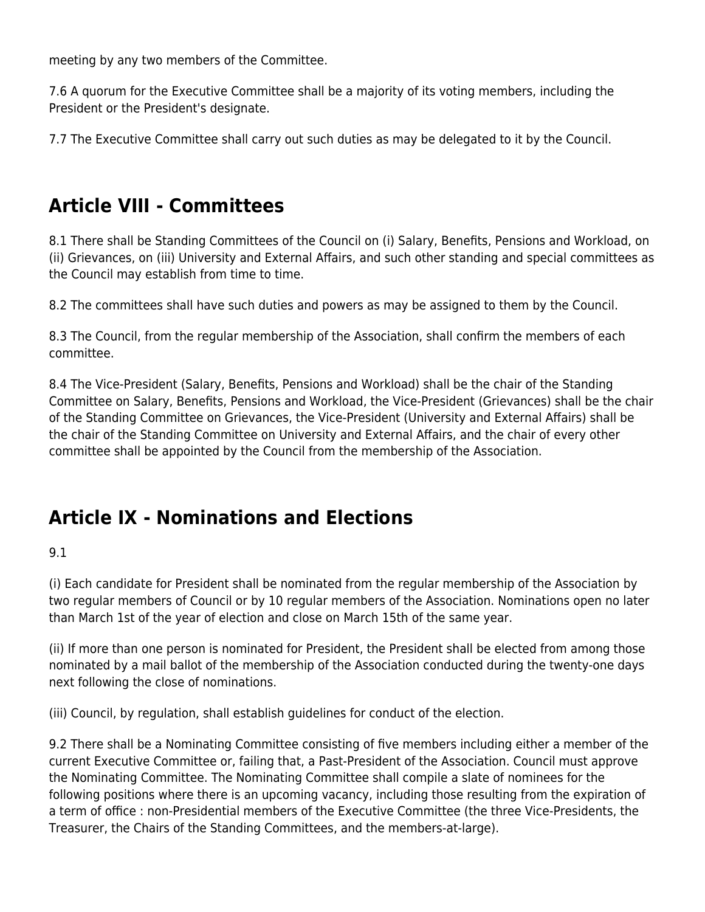meeting by any two members of the Committee.

7.6 A quorum for the Executive Committee shall be a majority of its voting members, including the President or the President's designate.

7.7 The Executive Committee shall carry out such duties as may be delegated to it by the Council.

## Article VIII - Committees

8.1 There shall be Standing Committees of the Council on (i) Salary, Benefits, Pensions and Workload, on (ii) Grievances, on (iii) University and External Affairs, and such other standing and special committees as the Council may establish from time to time.

8.2 The committees shall have such duties and powers as may be assigned to them by the Council.

8.3 The Council, from the regular membership of the Association, shall confirm the members of each committee.

8.4 The Vice-President (Salary, Benefits, Pensions and Workload) shall be the chair of the Standing Committee on Salary, Benefits, Pensions and Workload, the Vice-President (Grievances) shall be the chair of the Standing Committee on Grievances, the Vice-President (University and External Affairs) shall be the chair of the Standing Committee on University and External Affairs, and the chair of every other committee shall be appointed by the Council from the membership of the Association.

## Article IX - Nominations and Elections

9.1

(i) Each candidate for President shall be nominated from the regular membership of the Association by two regular members of Council or by 10 regular members of the Association. Nominations open no later than March 1st of the year of election and close on March 15th of the same year.

(ii) If more than one person is nominated for President, the President shall be elected from among those nominated by a mail ballot of the membership of the Association conducted during the twenty-one days next following the close of nominations.

(iii) Council, by regulation, shall establish guidelines for conduct of the election.

9.2 There shall be a Nominating Committee consisting of five members including either a member of the current Executive Committee or, failing that, a Past-President of the Association. Council must approve the Nominating Committee. The Nominating Committee shall compile a slate of nominees for the following positions where there is an upcoming vacancy, including those resulting from the expiration of a term of office : non-Presidential members of the Executive Committee (the three Vice-Presidents, the Treasurer, the Chairs of the Standing Committees, and the members-at-large).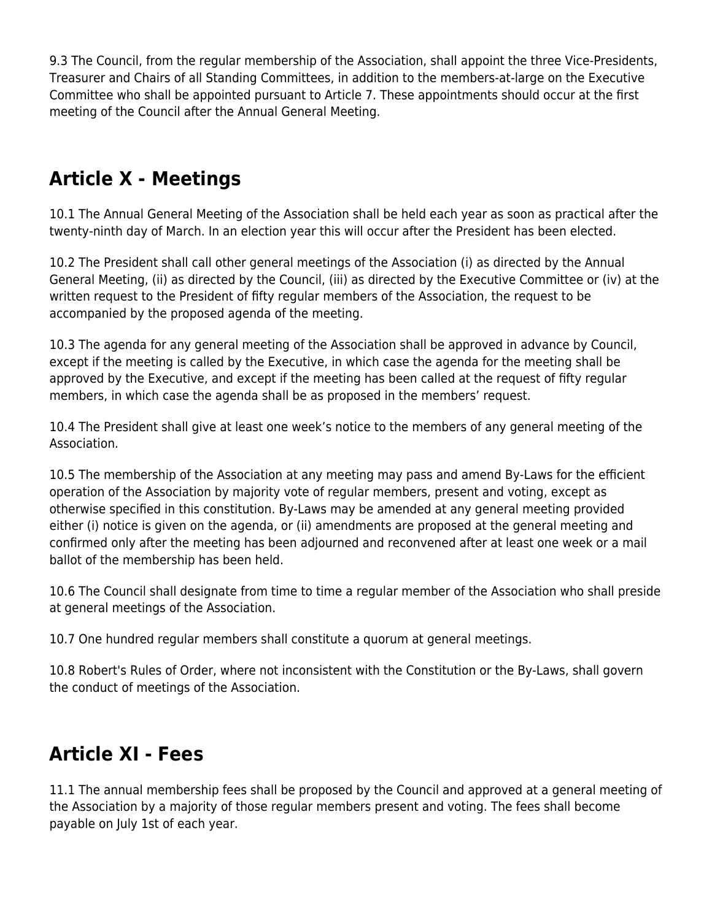9.3 The Council, from the regular membership of the Association, shall appoint the three Vice-Presidents, Treasurer and Chairs of all Standing Committees, in addition to the members-at-large on the Executive Committee who shall be appointed pursuant to Article 7. These appointments should occur at the first meeting of the Council after the Annual General Meeting.

## Article X - Meetings

10.1 The Annual General Meeting of the Association shall be held each year as soon as practical after the twenty-ninth day of March. In an election year this will occur after the President has been elected.

10.2 The President shall call other general meetings of the Association (i) as directed by the Annual General Meeting, (ii) as directed by the Council, (iii) as directed by the Executive Committee or (iv) at the written request to the President of fifty regular members of the Association, the request to be accompanied by the proposed agenda of the meeting.

10.3 The agenda for any general meeting of the Association shall be approved in advance by Council, except if the meeting is called by the Executive, in which case the agenda for the meeting shall be approved by the Executive, and except if the meeting has been called at the request of fifty regular members, in which case the agenda shall be as proposed in the members' request.

10.4 The President shall give at least one week's notice to the members of any general meeting of the Association.

10.5 The membership of the Association at any meeting may pass and amend By-Laws for the efficient operation of the Association by majority vote of regular members, present and voting, except as otherwise specified in this constitution. By-Laws may be amended at any general meeting provided either (i) notice is given on the agenda, or (ii) amendments are proposed at the general meeting and confirmed only after the meeting has been adjourned and reconvened after at least one week or a mail ballot of the membership has been held.

10.6 The Council shall designate from time to time a regular member of the Association who shall preside at general meetings of the Association.

10.7 One hundred regular members shall constitute a quorum at general meetings.

10.8 Robert's Rules of Order, where not inconsistent with the Constitution or the By-Laws, shall govern the conduct of meetings of the Association.

## Article XI - Fees

11.1 The annual membership fees shall be proposed by the Council and approved at a general meeting of the Association by a majority of those regular members present and voting. The fees shall become payable on July 1st of each year.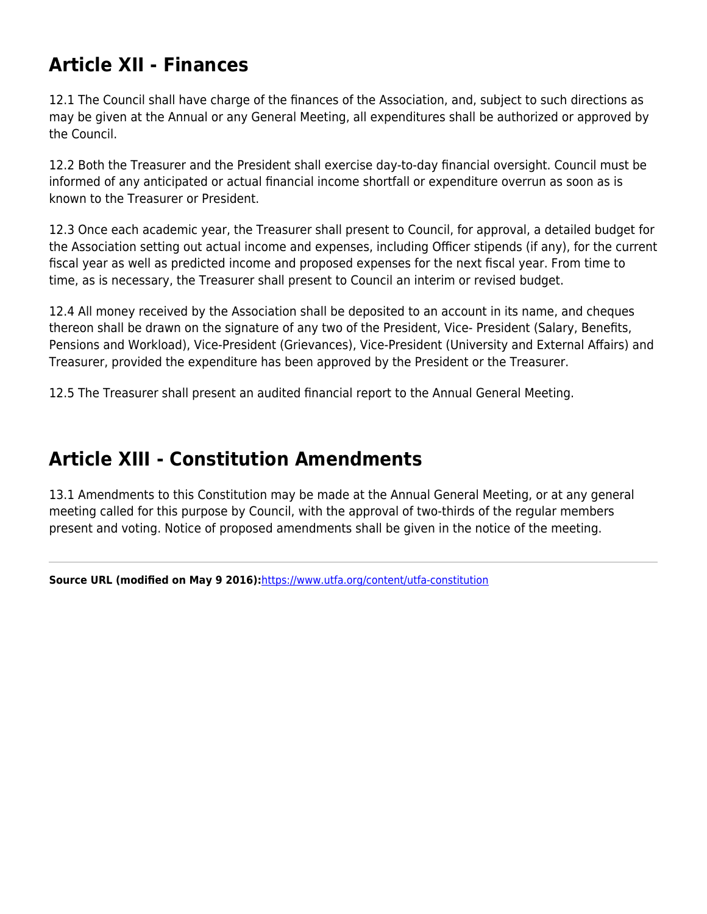## Article XII - Finances

12.1 The Council shall have charge of the finances of the Association, and, subject to such directions as may be given at the Annual or any General Meeting, all expenditures shall be authorized or approved by the Council.

12.2 Both the Treasurer and the President shall exercise day-to-day financial oversight. Council must be informed of any anticipated or actual financial income shortfall or expenditure overrun as soon as is known to the Treasurer or President.

12.3 Once each academic year, the Treasurer shall present to Council, for approval, a detailed budget for the Association setting out actual income and expenses, including Officer stipends (if any), for the current fiscal year as well as predicted income and proposed expenses for the next fiscal year. From time to time, as is necessary, the Treasurer shall present to Council an interim or revised budget.

12.4 All money received by the Association shall be deposited to an account in its name, and cheques thereon shall be drawn on the signature of any two of the President, Vice- President (Salary, Benefits, Pensions and Workload), Vice-President (Grievances), Vice-President (University and External Affairs) and Treasurer, provided the expenditure has been approved by the President or the Treasurer.

12.5 The Treasurer shall present an audited financial report to the Annual General Meeting.

## Article XIII - Constitution Amendments

13.1 Amendments to this Constitution may be made at the Annual General Meeting, or at any general meeting called for this purpose by Council, with the approval of two-thirds of the regular members present and voting. Notice of proposed amendments shall be given in the notice of the meeting.

---

**Source URL (modified on May 9 2016):**https://www.utfa.org/content/utfa-constitution